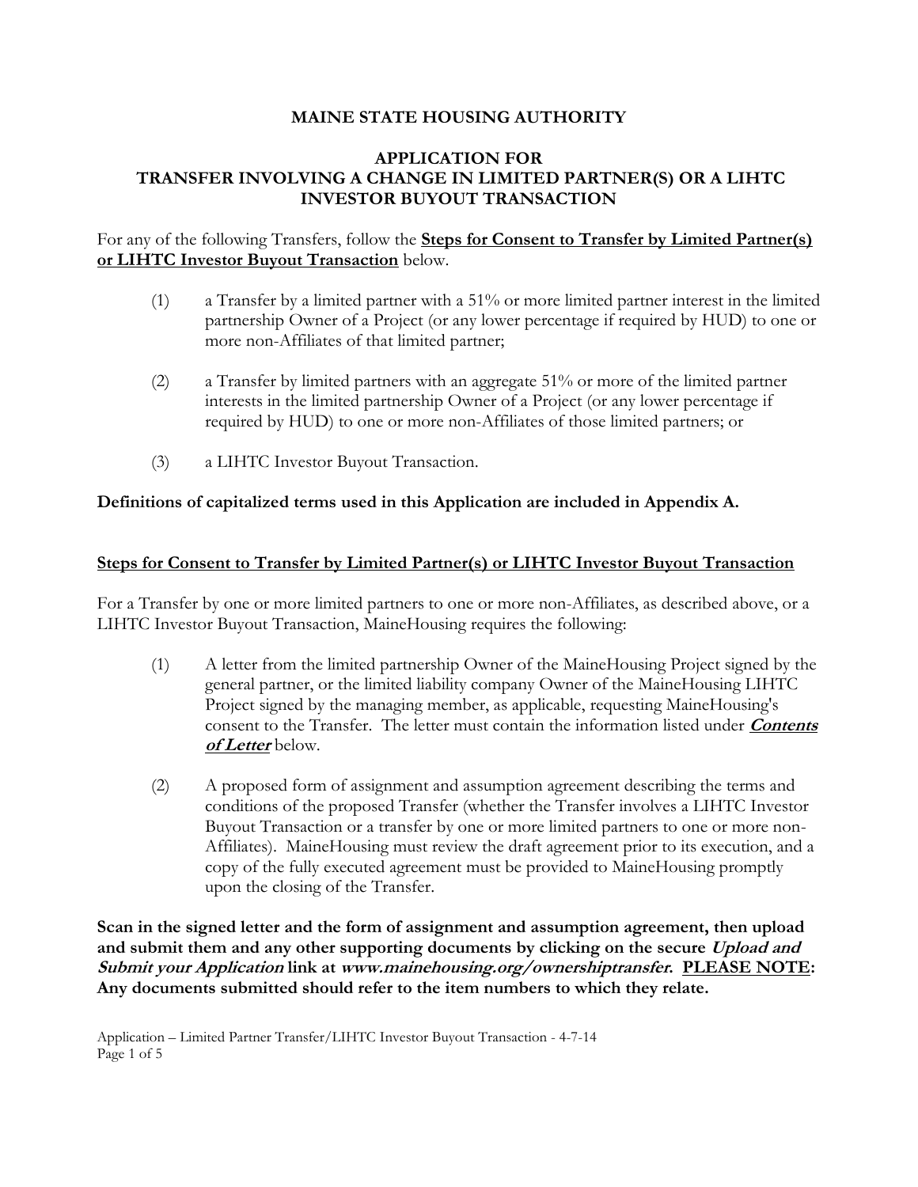# MAINE STATE HOUSING AUTHORITY

## APPLICATION FOR TRANSFER INVOLVING A CHANGE IN LIMITED PARTNER(S) OR A LIHTC INVESTOR BUYOUT TRANSACTION

For any of the following Transfers, follow the **<u>Steps for Consent to Transfer by Limited Partner(s) or LIHTC Investor Buyout Transaction</u>** below.

(1) a Transfer by a limited partner with a 51% or more limited partner interest in the limited partnership Owner of a Project (or any lower percentage if required by HUD) to one or more non-Affiliates of that limited partner;

(2) a Transfer by limited partners with an aggregate 51% or more of the limited partner interests in the limited partnership Owner of a Project (or any lower percentage if required by HUD) to one or more non-Affiliates of those limited partners; or

(3) a LIHTC Investor Buyout Transaction.

**Definitions of capitalized terms used in this Application are included in Appendix A.**

### <u>Steps for Consent to Transfer by Limited Partner(s) or LIHTC Investor Buyout Transaction</u>

For a Transfer by one or more limited partners to one or more non-Affiliates, as described above, or a LIHTC Investor Buyout Transaction, MaineHousing requires the following:

(1) A letter from the limited partnership Owner of the MaineHousing Project signed by the general partner, or the limited liability company Owner of the MaineHousing LIHTC Project signed by the managing member, as applicable, requesting MaineHousing's consent to the Transfer. The letter must contain the information listed under ***<u>Contents of Letter</u>*** below.

(2) A proposed form of assignment and assumption agreement describing the terms and conditions of the proposed Transfer (whether the Transfer involves a LIHTC Investor Buyout Transaction or a transfer by one or more limited partners to one or more non-Affiliates). MaineHousing must review the draft agreement prior to its execution, and a copy of the fully executed agreement must be provided to MaineHousing promptly upon the closing of the Transfer.

**Scan in the signed letter and the form of assignment and assumption agreement, then upload and submit them and any other supporting documents by clicking on the secure *Upload and Submit your Application* link at *www.mainehousing.org/ownershiptransfer*. <u>PLEASE NOTE</u>: Any documents submitted should refer to the item numbers to which they relate.**

Application – Limited Partner Transfer/LIHTC Investor Buyout Transaction - 4-7-14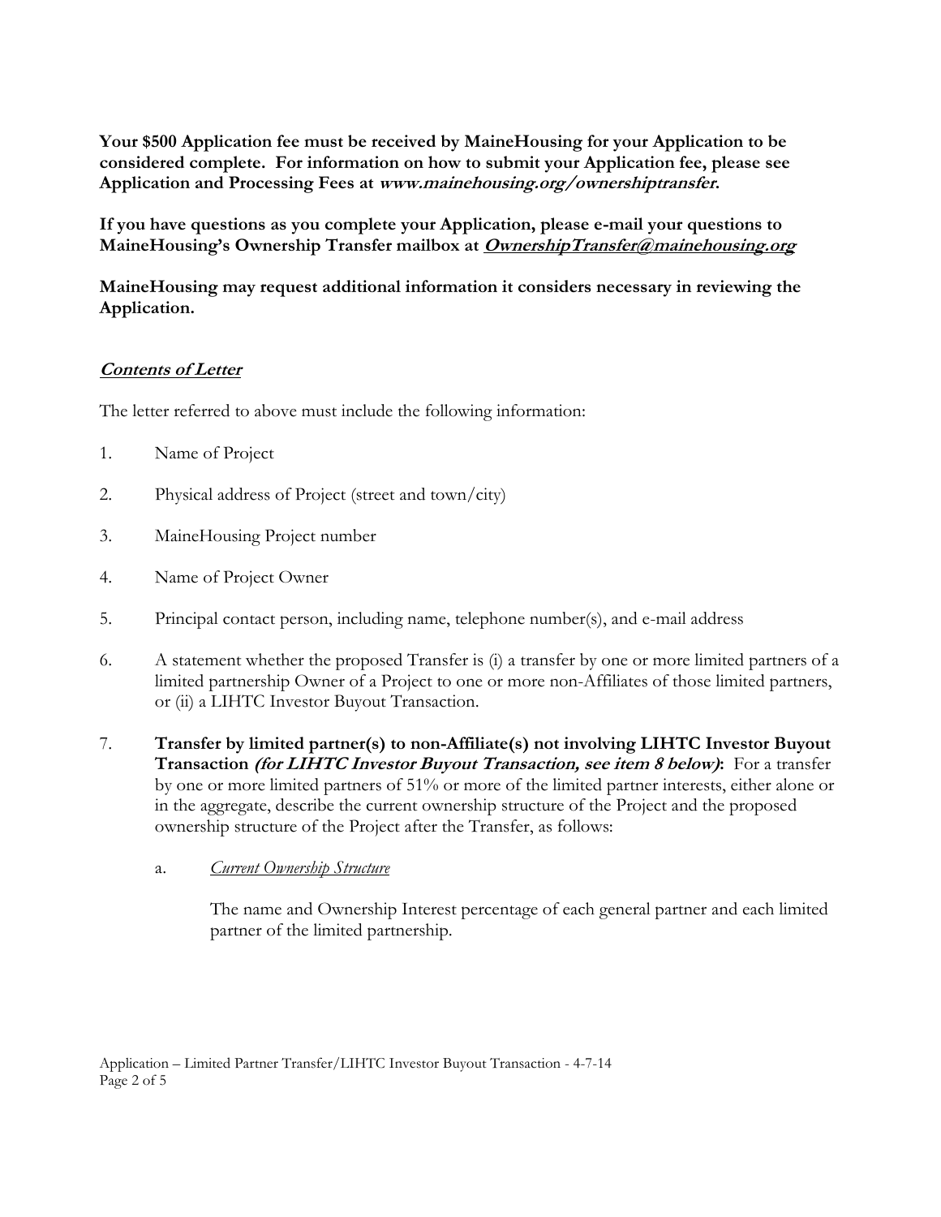**Your $500 Application fee must be received by MaineHousing for your Application to be considered complete. For information on how to submit your Application fee, please see Application and Processing Fees at *www.mainehousing.org/ownershiptransfer*.**

**If you have questions as you complete your Application, please e-mail your questions to MaineHousing's Ownership Transfer mailbox at *OwnershipTransfer@mainehousing.org***

**MaineHousing may request additional information it considers necessary in reviewing the Application.**

***Contents of Letter***

The letter referred to above must include the following information:

1. Name of Project

2. Physical address of Project (street and town/city)

3. MaineHousing Project number

4. Name of Project Owner

5. Principal contact person, including name, telephone number(s), and e-mail address

6. A statement whether the proposed Transfer is (i) a transfer by one or more limited partners of a limited partnership Owner of a Project to one or more non-Affiliates of those limited partners, or (ii) a LIHTC Investor Buyout Transaction.

7. **Transfer by limited partner(s) to non-Affiliate(s) not involving LIHTC Investor Buyout Transaction *(for LIHTC Investor Buyout Transaction, see item 8 below)*:** For a transfer by one or more limited partners of 51% or more of the limited partner interests, either alone or in the aggregate, describe the current ownership structure of the Project and the proposed ownership structure of the Project after the Transfer, as follows:

   a. *Current Ownership Structure*

      The name and Ownership Interest percentage of each general partner and each limited partner of the limited partnership.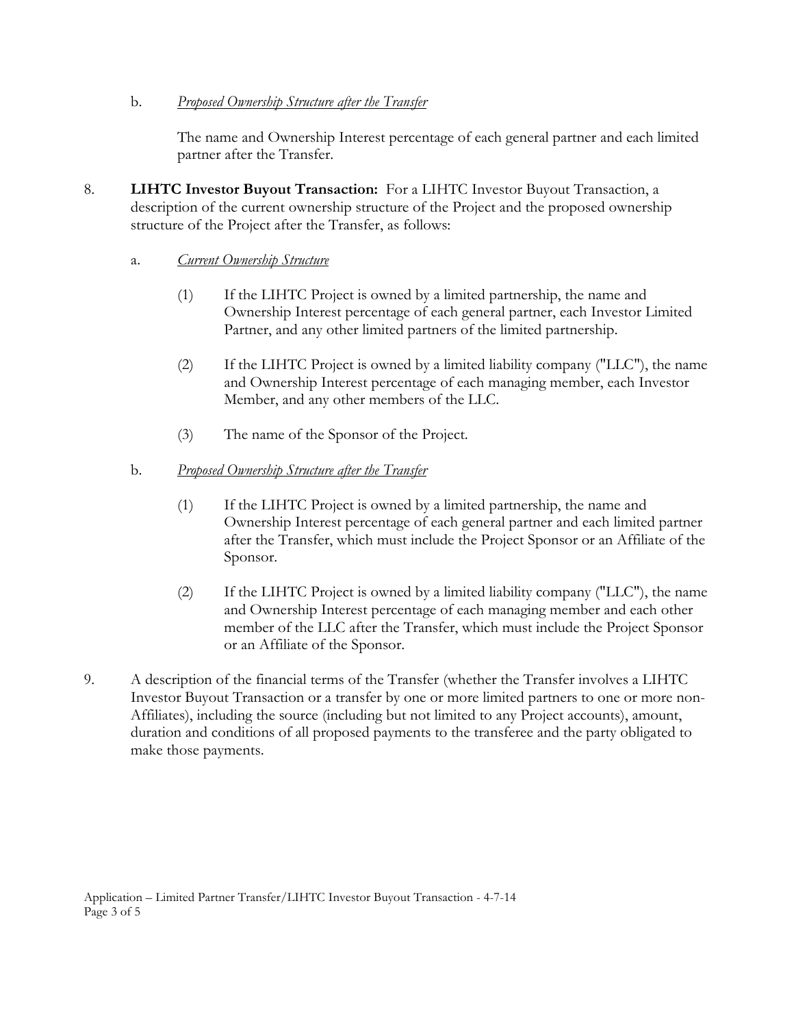b. *Proposed Ownership Structure after the Transfer*

The name and Ownership Interest percentage of each general partner and each limited partner after the Transfer.

8. **LIHTC Investor Buyout Transaction:** For a LIHTC Investor Buyout Transaction, a description of the current ownership structure of the Project and the proposed ownership structure of the Project after the Transfer, as follows:

   a. *Current Ownership Structure*

      (1) If the LIHTC Project is owned by a limited partnership, the name and Ownership Interest percentage of each general partner, each Investor Limited Partner, and any other limited partners of the limited partnership.

      (2) If the LIHTC Project is owned by a limited liability company ("LLC"), the name and Ownership Interest percentage of each managing member, each Investor Member, and any other members of the LLC.

      (3) The name of the Sponsor of the Project.

   b. *Proposed Ownership Structure after the Transfer*

      (1) If the LIHTC Project is owned by a limited partnership, the name and Ownership Interest percentage of each general partner and each limited partner after the Transfer, which must include the Project Sponsor or an Affiliate of the Sponsor.

      (2) If the LIHTC Project is owned by a limited liability company ("LLC"), the name and Ownership Interest percentage of each managing member and each other member of the LLC after the Transfer, which must include the Project Sponsor or an Affiliate of the Sponsor.

9. A description of the financial terms of the Transfer (whether the Transfer involves a LIHTC Investor Buyout Transaction or a transfer by one or more limited partners to one or more non-Affiliates), including the source (including but not limited to any Project accounts), amount, duration and conditions of all proposed payments to the transferee and the party obligated to make those payments.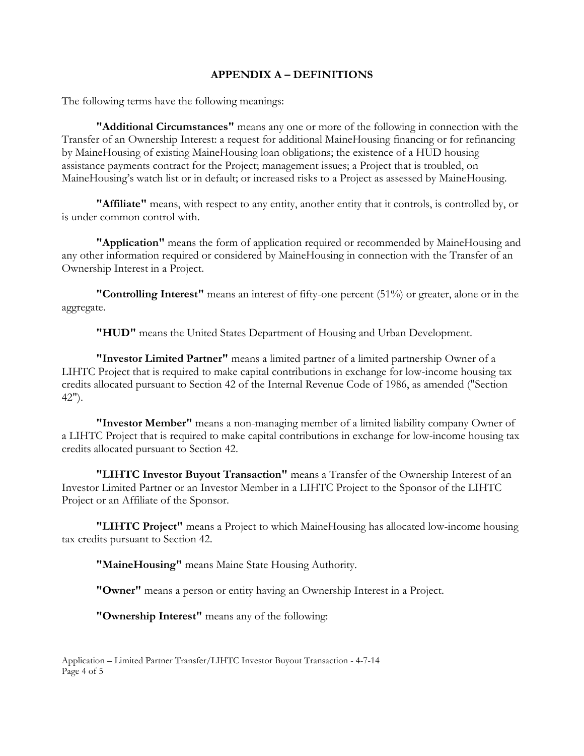## APPENDIX A – DEFINITIONS

The following terms have the following meanings:

**"Additional Circumstances"** means any one or more of the following in connection with the Transfer of an Ownership Interest: a request for additional MaineHousing financing or for refinancing by MaineHousing of existing MaineHousing loan obligations; the existence of a HUD housing assistance payments contract for the Project; management issues; a Project that is troubled, on MaineHousing's watch list or in default; or increased risks to a Project as assessed by MaineHousing.

**"Affiliate"** means, with respect to any entity, another entity that it controls, is controlled by, or is under common control with.

**"Application"** means the form of application required or recommended by MaineHousing and any other information required or considered by MaineHousing in connection with the Transfer of an Ownership Interest in a Project.

**"Controlling Interest"** means an interest of fifty-one percent (51%) or greater, alone or in the aggregate.

**"HUD"** means the United States Department of Housing and Urban Development.

**"Investor Limited Partner"** means a limited partner of a limited partnership Owner of a LIHTC Project that is required to make capital contributions in exchange for low-income housing tax credits allocated pursuant to Section 42 of the Internal Revenue Code of 1986, as amended ("Section 42").

**"Investor Member"** means a non-managing member of a limited liability company Owner of a LIHTC Project that is required to make capital contributions in exchange for low-income housing tax credits allocated pursuant to Section 42.

**"LIHTC Investor Buyout Transaction"** means a Transfer of the Ownership Interest of an Investor Limited Partner or an Investor Member in a LIHTC Project to the Sponsor of the LIHTC Project or an Affiliate of the Sponsor.

**"LIHTC Project"** means a Project to which MaineHousing has allocated low-income housing tax credits pursuant to Section 42.

**"MaineHousing"** means Maine State Housing Authority.

**"Owner"** means a person or entity having an Ownership Interest in a Project.

**"Ownership Interest"** means any of the following: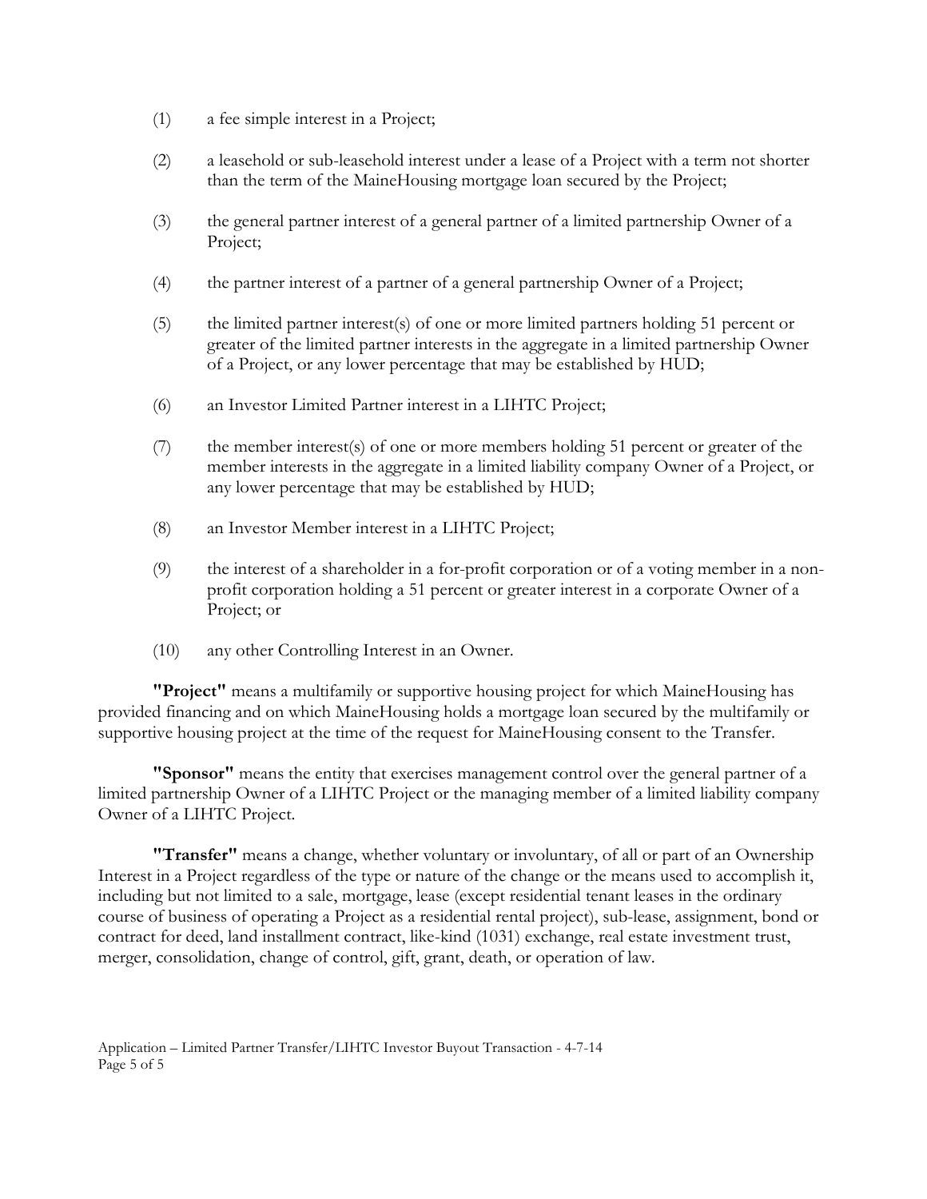(1) a fee simple interest in a Project;

(2) a leasehold or sub-leasehold interest under a lease of a Project with a term not shorter than the term of the MaineHousing mortgage loan secured by the Project;

(3) the general partner interest of a general partner of a limited partnership Owner of a Project;

(4) the partner interest of a partner of a general partnership Owner of a Project;

(5) the limited partner interest(s) of one or more limited partners holding 51 percent or greater of the limited partner interests in the aggregate in a limited partnership Owner of a Project, or any lower percentage that may be established by HUD;

(6) an Investor Limited Partner interest in a LIHTC Project;

(7) the member interest(s) of one or more members holding 51 percent or greater of the member interests in the aggregate in a limited liability company Owner of a Project, or any lower percentage that may be established by HUD;

(8) an Investor Member interest in a LIHTC Project;

(9) the interest of a shareholder in a for-profit corporation or of a voting member in a non-profit corporation holding a 51 percent or greater interest in a corporate Owner of a Project; or

(10) any other Controlling Interest in an Owner.

**"Project"** means a multifamily or supportive housing project for which MaineHousing has provided financing and on which MaineHousing holds a mortgage loan secured by the multifamily or supportive housing project at the time of the request for MaineHousing consent to the Transfer.

**"Sponsor"** means the entity that exercises management control over the general partner of a limited partnership Owner of a LIHTC Project or the managing member of a limited liability company Owner of a LIHTC Project.

**"Transfer"** means a change, whether voluntary or involuntary, of all or part of an Ownership Interest in a Project regardless of the type or nature of the change or the means used to accomplish it, including but not limited to a sale, mortgage, lease (except residential tenant leases in the ordinary course of business of operating a Project as a residential rental project), sub-lease, assignment, bond or contract for deed, land installment contract, like-kind (1031) exchange, real estate investment trust, merger, consolidation, change of control, gift, grant, death, or operation of law.

Application – Limited Partner Transfer/LIHTC Investor Buyout Transaction - 4-7-14